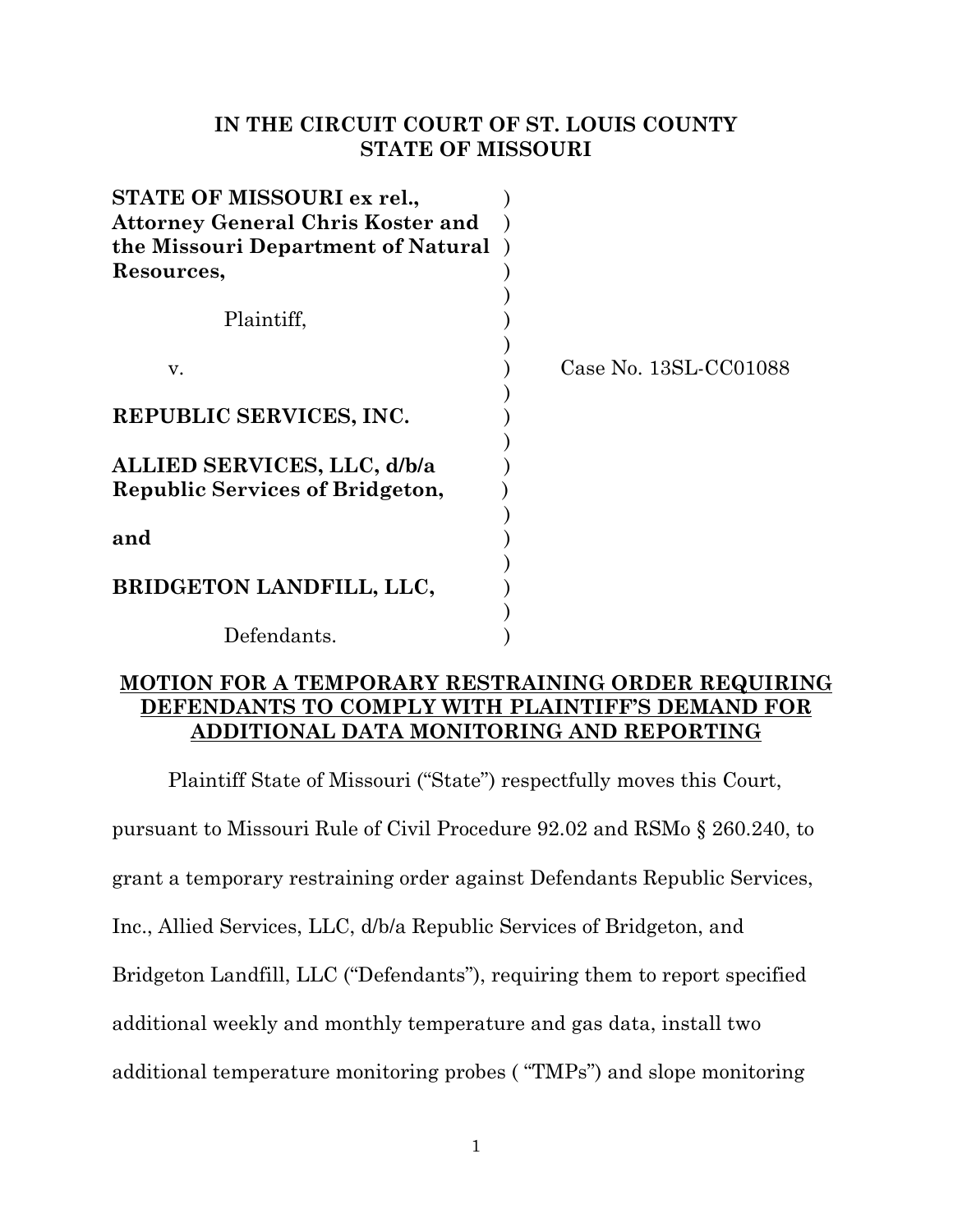**IN THE CIRCUIT COURT OF ST. LOUIS COUNTY**
**STATE OF MISSOURI**

**STATE OF MISSOURI ex rel., Attorney General Chris Koster and the Missouri Department of Natural Resources,**

Plaintiff,

v.

**REPUBLIC SERVICES, INC.**

**ALLIED SERVICES, LLC, d/b/a Republic Services of Bridgeton,**

**and**

**BRIDGETON LANDFILL, LLC,**

Defendants.

Case No. 13SL-CC01088

**MOTION FOR A TEMPORARY RESTRAINING ORDER REQUIRING DEFENDANTS TO COMPLY WITH PLAINTIFF'S DEMAND FOR ADDITIONAL DATA MONITORING AND REPORTING**

Plaintiff State of Missouri ("State") respectfully moves this Court, pursuant to Missouri Rule of Civil Procedure 92.02 and RSMo § 260.240, to grant a temporary restraining order against Defendants Republic Services, Inc., Allied Services, LLC, d/b/a Republic Services of Bridgeton, and Bridgeton Landfill, LLC ("Defendants"), requiring them to report specified additional weekly and monthly temperature and gas data, install two additional temperature monitoring probes ( "TMPs") and slope monitoring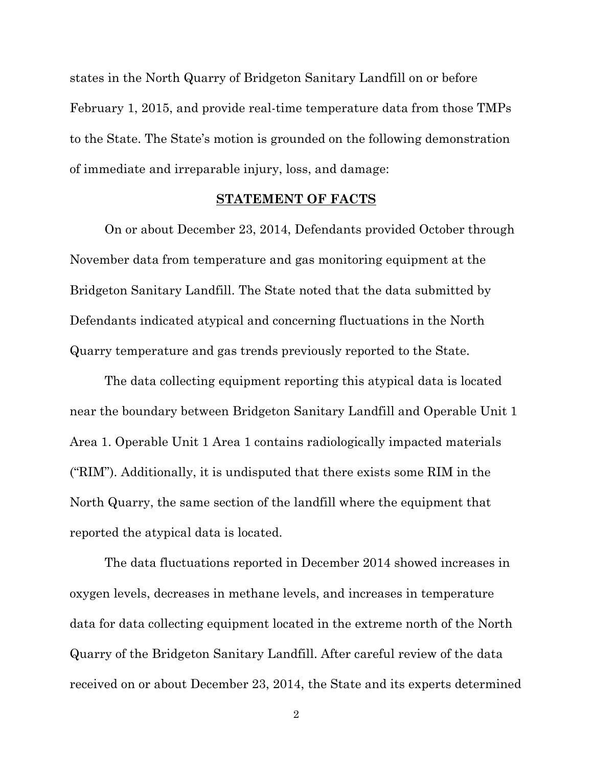states in the North Quarry of Bridgeton Sanitary Landfill on or before February 1, 2015, and provide real-time temperature data from those TMPs to the State. The State's motion is grounded on the following demonstration of immediate and irreparable injury, loss, and damage:

## STATEMENT OF FACTS

On or about December 23, 2014, Defendants provided October through November data from temperature and gas monitoring equipment at the Bridgeton Sanitary Landfill. The State noted that the data submitted by Defendants indicated atypical and concerning fluctuations in the North Quarry temperature and gas trends previously reported to the State.

The data collecting equipment reporting this atypical data is located near the boundary between Bridgeton Sanitary Landfill and Operable Unit 1 Area 1. Operable Unit 1 Area 1 contains radiologically impacted materials ("RIM"). Additionally, it is undisputed that there exists some RIM in the North Quarry, the same section of the landfill where the equipment that reported the atypical data is located.

The data fluctuations reported in December 2014 showed increases in oxygen levels, decreases in methane levels, and increases in temperature data for data collecting equipment located in the extreme north of the North Quarry of the Bridgeton Sanitary Landfill. After careful review of the data received on or about December 23, 2014, the State and its experts determined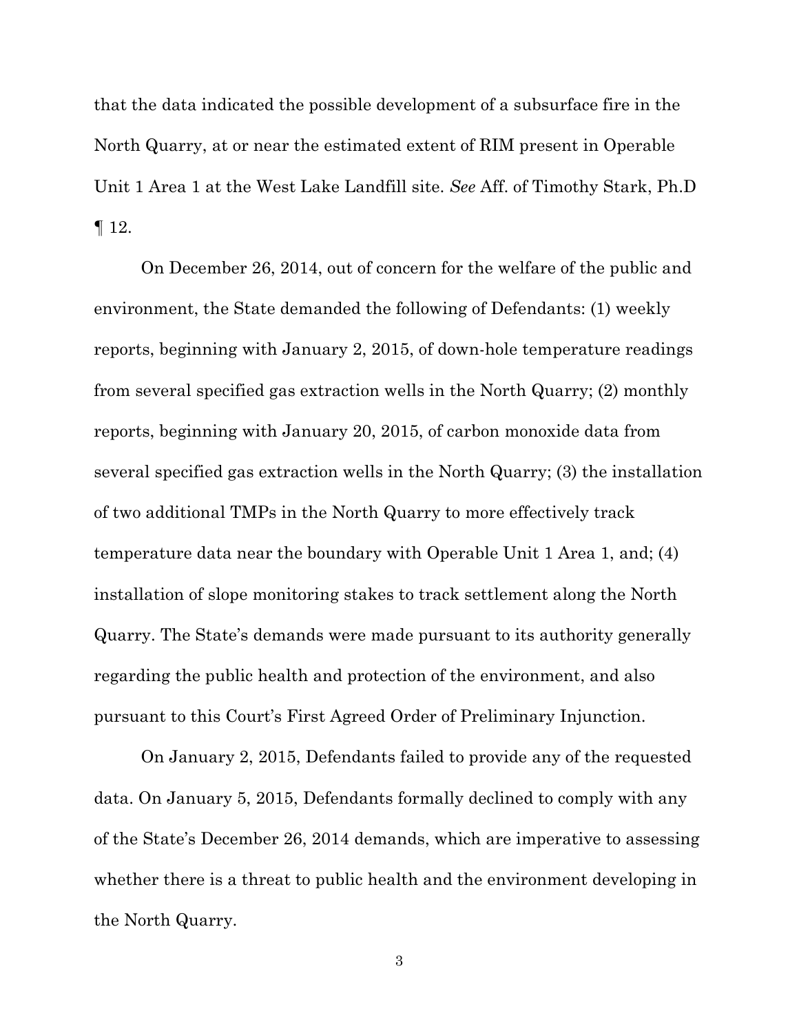that the data indicated the possible development of a subsurface fire in the North Quarry, at or near the estimated extent of RIM present in Operable Unit 1 Area 1 at the West Lake Landfill site. *See* Aff. of Timothy Stark, Ph.D ¶ 12.

On December 26, 2014, out of concern for the welfare of the public and environment, the State demanded the following of Defendants: (1) weekly reports, beginning with January 2, 2015, of down-hole temperature readings from several specified gas extraction wells in the North Quarry; (2) monthly reports, beginning with January 20, 2015, of carbon monoxide data from several specified gas extraction wells in the North Quarry; (3) the installation of two additional TMPs in the North Quarry to more effectively track temperature data near the boundary with Operable Unit 1 Area 1, and; (4) installation of slope monitoring stakes to track settlement along the North Quarry. The State's demands were made pursuant to its authority generally regarding the public health and protection of the environment, and also pursuant to this Court's First Agreed Order of Preliminary Injunction.

On January 2, 2015, Defendants failed to provide any of the requested data. On January 5, 2015, Defendants formally declined to comply with any of the State's December 26, 2014 demands, which are imperative to assessing whether there is a threat to public health and the environment developing in the North Quarry.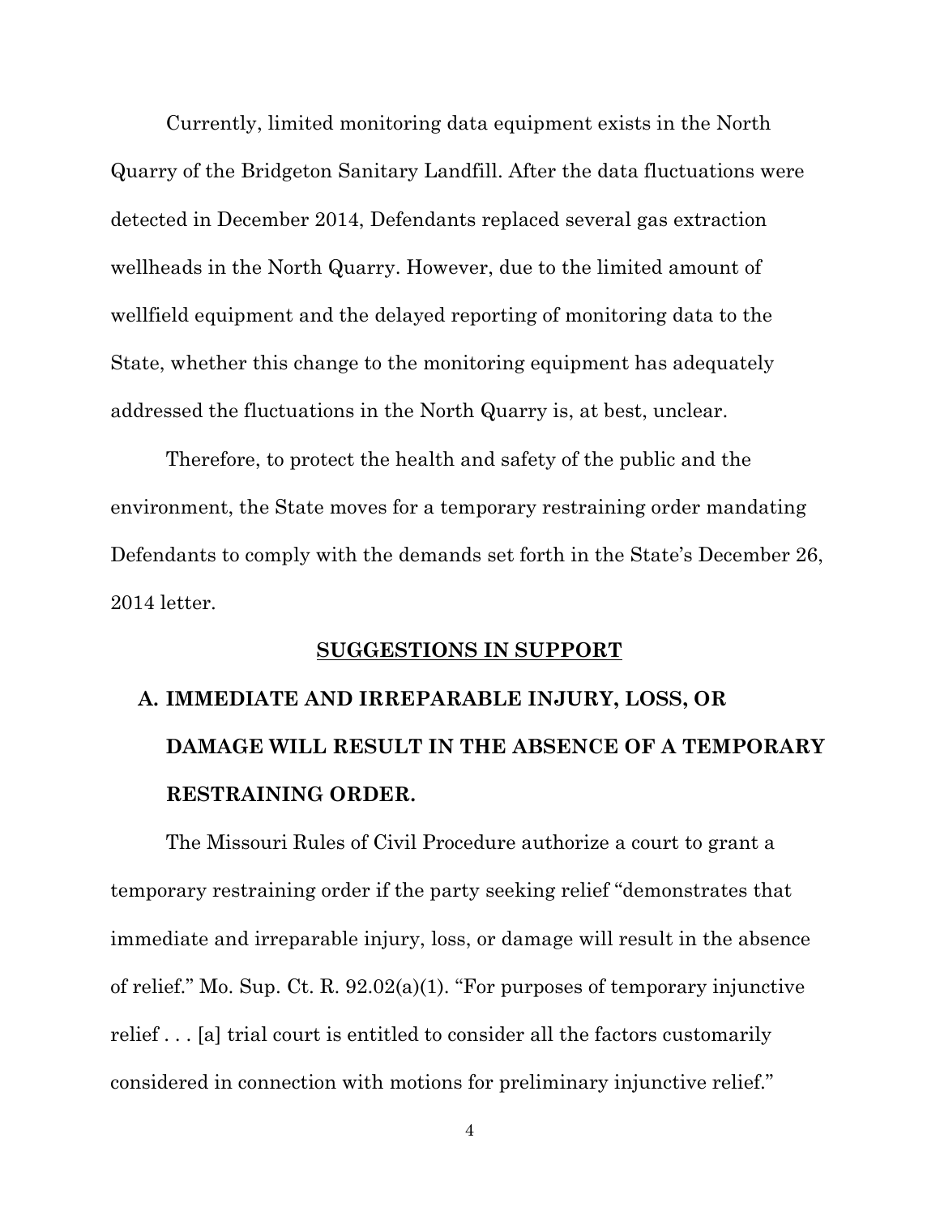Currently, limited monitoring data equipment exists in the North Quarry of the Bridgeton Sanitary Landfill. After the data fluctuations were detected in December 2014, Defendants replaced several gas extraction wellheads in the North Quarry. However, due to the limited amount of wellfield equipment and the delayed reporting of monitoring data to the State, whether this change to the monitoring equipment has adequately addressed the fluctuations in the North Quarry is, at best, unclear.

Therefore, to protect the health and safety of the public and the environment, the State moves for a temporary restraining order mandating Defendants to comply with the demands set forth in the State's December 26, 2014 letter.

## SUGGESTIONS IN SUPPORT

### A. IMMEDIATE AND IRREPARABLE INJURY, LOSS, OR DAMAGE WILL RESULT IN THE ABSENCE OF A TEMPORARY RESTRAINING ORDER.

The Missouri Rules of Civil Procedure authorize a court to grant a temporary restraining order if the party seeking relief "demonstrates that immediate and irreparable injury, loss, or damage will result in the absence of relief." Mo. Sup. Ct. R. 92.02(a)(1). "For purposes of temporary injunctive relief . . . [a] trial court is entitled to consider all the factors customarily considered in connection with motions for preliminary injunctive relief."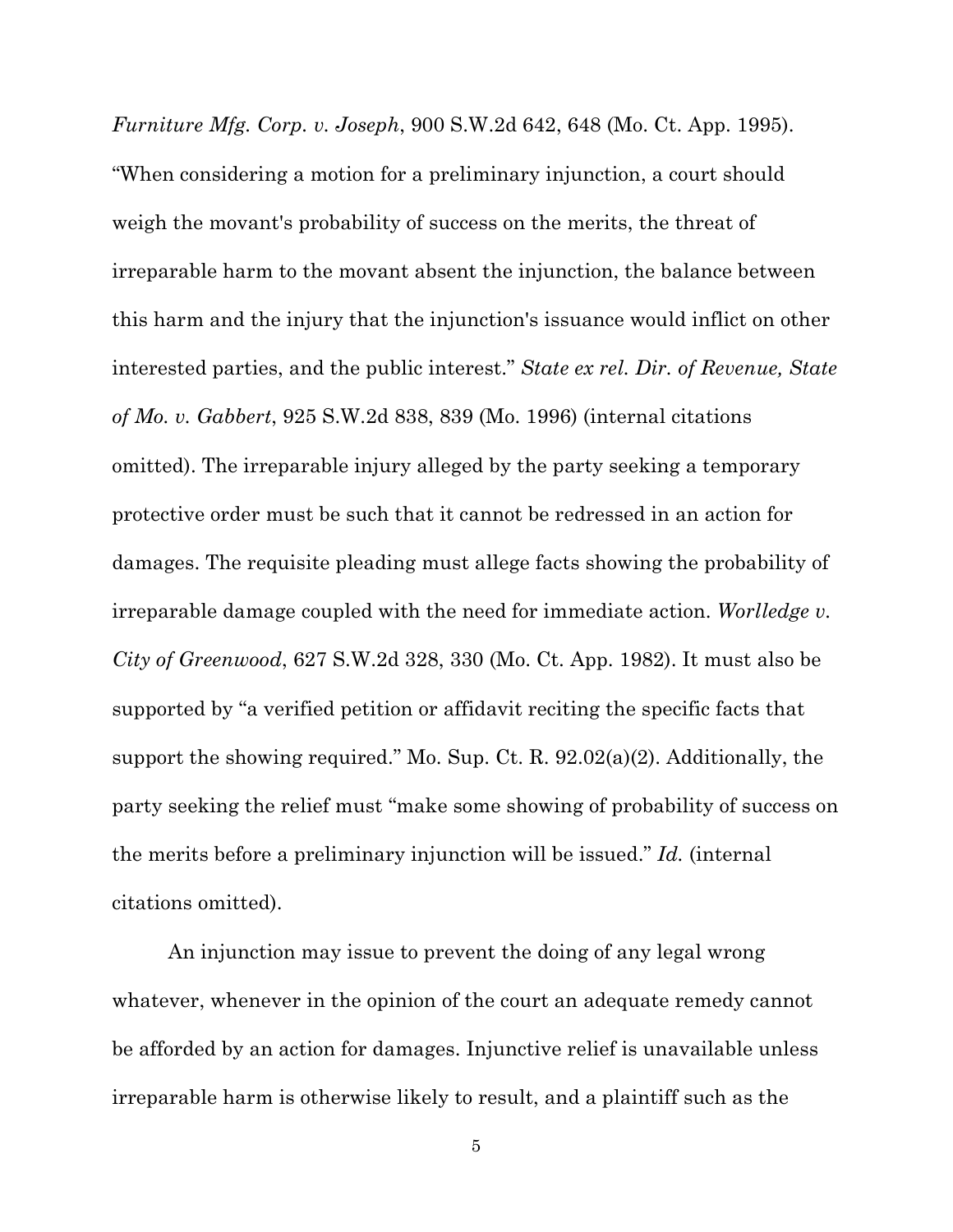*Furniture Mfg. Corp. v. Joseph*, 900 S.W.2d 642, 648 (Mo. Ct. App. 1995). "When considering a motion for a preliminary injunction, a court should weigh the movant's probability of success on the merits, the threat of irreparable harm to the movant absent the injunction, the balance between this harm and the injury that the injunction's issuance would inflict on other interested parties, and the public interest." *State ex rel. Dir. of Revenue, State of Mo. v. Gabbert*, 925 S.W.2d 838, 839 (Mo. 1996) (internal citations omitted). The irreparable injury alleged by the party seeking a temporary protective order must be such that it cannot be redressed in an action for damages. The requisite pleading must allege facts showing the probability of irreparable damage coupled with the need for immediate action. *Worlledge v. City of Greenwood*, 627 S.W.2d 328, 330 (Mo. Ct. App. 1982). It must also be supported by "a verified petition or affidavit reciting the specific facts that support the showing required." Mo. Sup. Ct. R. 92.02(a)(2). Additionally, the party seeking the relief must "make some showing of probability of success on the merits before a preliminary injunction will be issued." *Id.* (internal citations omitted).

An injunction may issue to prevent the doing of any legal wrong whatever, whenever in the opinion of the court an adequate remedy cannot be afforded by an action for damages. Injunctive relief is unavailable unless irreparable harm is otherwise likely to result, and a plaintiff such as the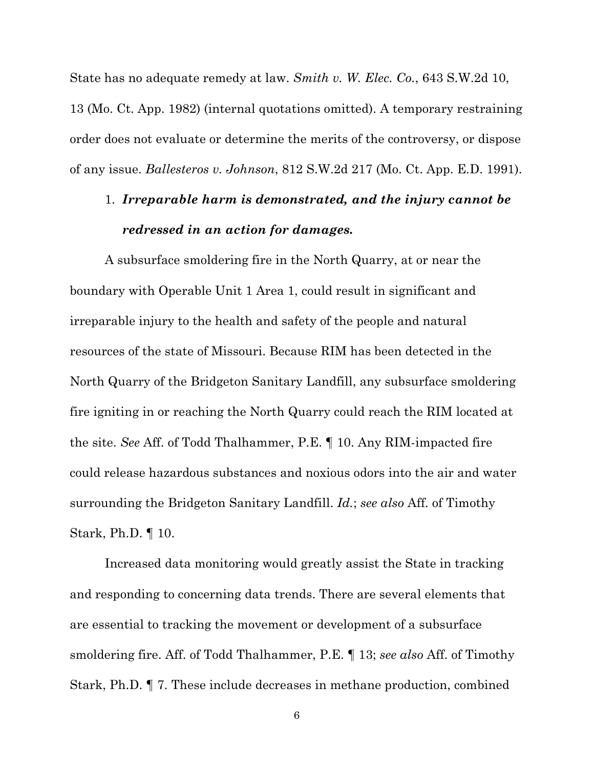State has no adequate remedy at law. *Smith v. W. Elec. Co.*, 643 S.W.2d 10, 13 (Mo. Ct. App. 1982) (internal quotations omitted). A temporary restraining order does not evaluate or determine the merits of the controversy, or dispose of any issue. *Ballesteros v. Johnson*, 812 S.W.2d 217 (Mo. Ct. App. E.D. 1991).

1. ***Irreparable harm is demonstrated, and the injury cannot be redressed in an action for damages.***

A subsurface smoldering fire in the North Quarry, at or near the boundary with Operable Unit 1 Area 1, could result in significant and irreparable injury to the health and safety of the people and natural resources of the state of Missouri. Because RIM has been detected in the North Quarry of the Bridgeton Sanitary Landfill, any subsurface smoldering fire igniting in or reaching the North Quarry could reach the RIM located at the site. *See* Aff. of Todd Thalhammer, P.E. ¶ 10. Any RIM-impacted fire could release hazardous substances and noxious odors into the air and water surrounding the Bridgeton Sanitary Landfill. *Id.*; *see also* Aff. of Timothy Stark, Ph.D. ¶ 10.

Increased data monitoring would greatly assist the State in tracking and responding to concerning data trends. There are several elements that are essential to tracking the movement or development of a subsurface smoldering fire. Aff. of Todd Thalhammer, P.E. ¶ 13; *see also* Aff. of Timothy Stark, Ph.D. ¶ 7. These include decreases in methane production, combined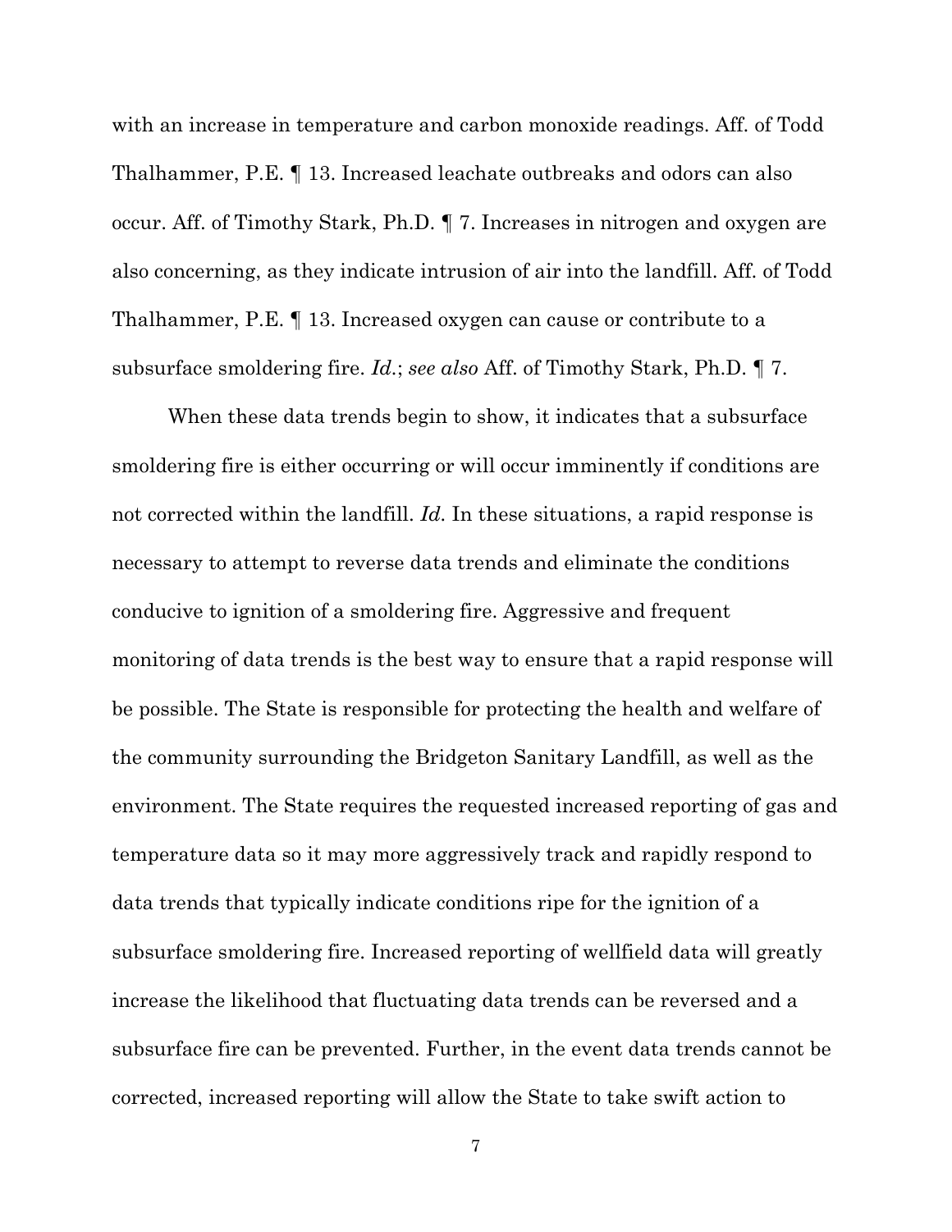with an increase in temperature and carbon monoxide readings. Aff. of Todd Thalhammer, P.E. ¶ 13. Increased leachate outbreaks and odors can also occur. Aff. of Timothy Stark, Ph.D. ¶ 7. Increases in nitrogen and oxygen are also concerning, as they indicate intrusion of air into the landfill. Aff. of Todd Thalhammer, P.E. ¶ 13. Increased oxygen can cause or contribute to a subsurface smoldering fire. *Id.*; *see also* Aff. of Timothy Stark, Ph.D. ¶ 7.

When these data trends begin to show, it indicates that a subsurface smoldering fire is either occurring or will occur imminently if conditions are not corrected within the landfill. *Id.* In these situations, a rapid response is necessary to attempt to reverse data trends and eliminate the conditions conducive to ignition of a smoldering fire. Aggressive and frequent monitoring of data trends is the best way to ensure that a rapid response will be possible. The State is responsible for protecting the health and welfare of the community surrounding the Bridgeton Sanitary Landfill, as well as the environment. The State requires the requested increased reporting of gas and temperature data so it may more aggressively track and rapidly respond to data trends that typically indicate conditions ripe for the ignition of a subsurface smoldering fire. Increased reporting of wellfield data will greatly increase the likelihood that fluctuating data trends can be reversed and a subsurface fire can be prevented. Further, in the event data trends cannot be corrected, increased reporting will allow the State to take swift action to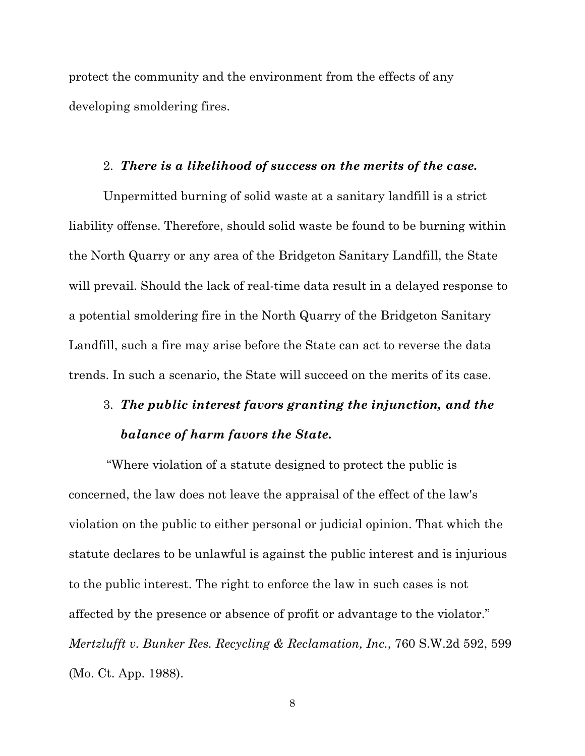protect the community and the environment from the effects of any developing smoldering fires.

2. ***There is a likelihood of success on the merits of the case.***

Unpermitted burning of solid waste at a sanitary landfill is a strict liability offense. Therefore, should solid waste be found to be burning within the North Quarry or any area of the Bridgeton Sanitary Landfill, the State will prevail. Should the lack of real-time data result in a delayed response to a potential smoldering fire in the North Quarry of the Bridgeton Sanitary Landfill, such a fire may arise before the State can act to reverse the data trends. In such a scenario, the State will succeed on the merits of its case.

3. ***The public interest favors granting the injunction, and the balance of harm favors the State.***

"Where violation of a statute designed to protect the public is concerned, the law does not leave the appraisal of the effect of the law's violation on the public to either personal or judicial opinion. That which the statute declares to be unlawful is against the public interest and is injurious to the public interest. The right to enforce the law in such cases is not affected by the presence or absence of profit or advantage to the violator." *Mertzlufft v. Bunker Res. Recycling & Reclamation, Inc.*, 760 S.W.2d 592, 599 (Mo. Ct. App. 1988).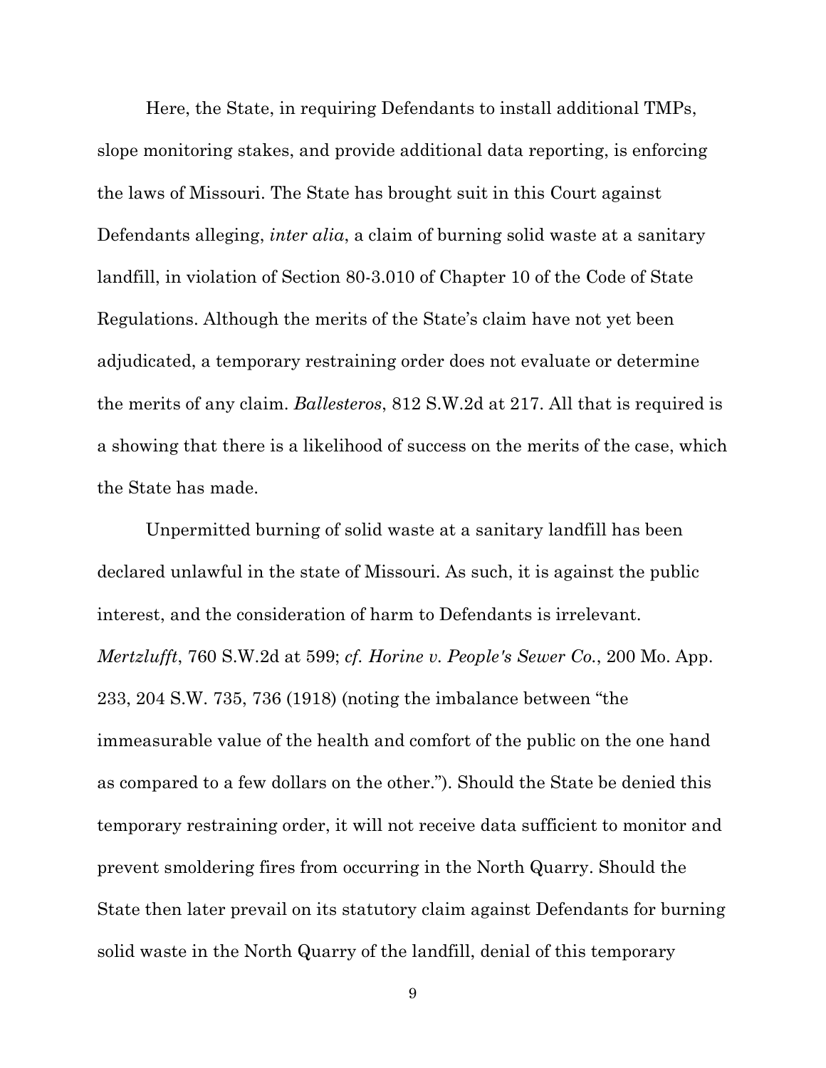Here, the State, in requiring Defendants to install additional TMPs, slope monitoring stakes, and provide additional data reporting, is enforcing the laws of Missouri. The State has brought suit in this Court against Defendants alleging, *inter alia*, a claim of burning solid waste at a sanitary landfill, in violation of Section 80-3.010 of Chapter 10 of the Code of State Regulations. Although the merits of the State's claim have not yet been adjudicated, a temporary restraining order does not evaluate or determine the merits of any claim. *Ballesteros*, 812 S.W.2d at 217. All that is required is a showing that there is a likelihood of success on the merits of the case, which the State has made.

Unpermitted burning of solid waste at a sanitary landfill has been declared unlawful in the state of Missouri. As such, it is against the public interest, and the consideration of harm to Defendants is irrelevant. *Mertzlufft*, 760 S.W.2d at 599; *cf. Horine v. People's Sewer Co.*, 200 Mo. App. 233, 204 S.W. 735, 736 (1918) (noting the imbalance between "the immeasurable value of the health and comfort of the public on the one hand as compared to a few dollars on the other."). Should the State be denied this temporary restraining order, it will not receive data sufficient to monitor and prevent smoldering fires from occurring in the North Quarry. Should the State then later prevail on its statutory claim against Defendants for burning solid waste in the North Quarry of the landfill, denial of this temporary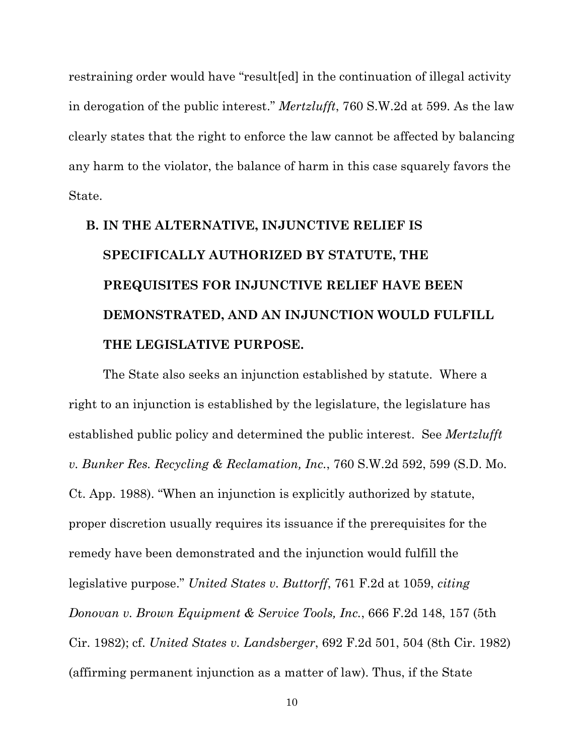restraining order would have "result[ed] in the continuation of illegal activity in derogation of the public interest." *Mertzlufft*, 760 S.W.2d at 599. As the law clearly states that the right to enforce the law cannot be affected by balancing any harm to the violator, the balance of harm in this case squarely favors the State.

### B. IN THE ALTERNATIVE, INJUNCTIVE RELIEF IS SPECIFICALLY AUTHORIZED BY STATUTE, THE PREQUISITES FOR INJUNCTIVE RELIEF HAVE BEEN DEMONSTRATED, AND AN INJUNCTION WOULD FULFILL THE LEGISLATIVE PURPOSE.

The State also seeks an injunction established by statute. Where a right to an injunction is established by the legislature, the legislature has established public policy and determined the public interest. See *Mertzlufft v. Bunker Res. Recycling & Reclamation, Inc.*, 760 S.W.2d 592, 599 (S.D. Mo. Ct. App. 1988). "When an injunction is explicitly authorized by statute, proper discretion usually requires its issuance if the prerequisites for the remedy have been demonstrated and the injunction would fulfill the legislative purpose." *United States v. Buttorff*, 761 F.2d at 1059, *citing Donovan v. Brown Equipment & Service Tools, Inc.*, 666 F.2d 148, 157 (5th Cir. 1982); cf. *United States v. Landsberger*, 692 F.2d 501, 504 (8th Cir. 1982) (affirming permanent injunction as a matter of law). Thus, if the State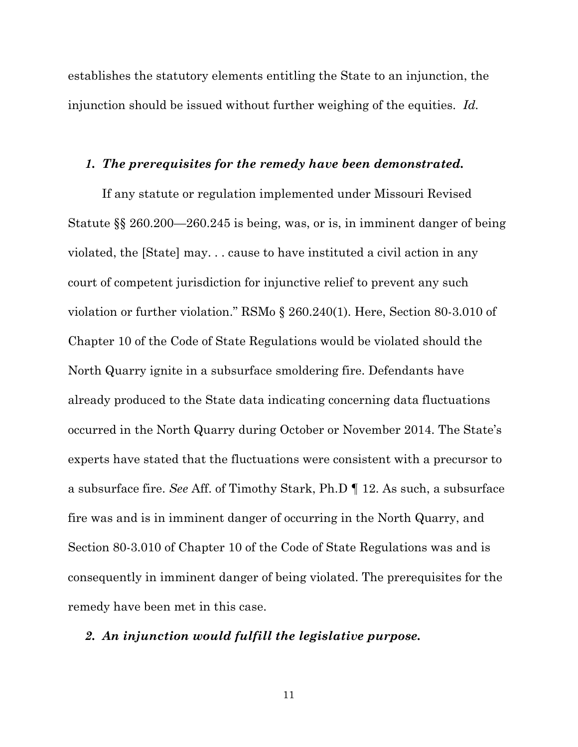establishes the statutory elements entitling the State to an injunction, the injunction should be issued without further weighing of the equities. *Id.*

### *1. The prerequisites for the remedy have been demonstrated.*

If any statute or regulation implemented under Missouri Revised Statute §§ 260.200—260.245 is being, was, or is, in imminent danger of being violated, the [State] may. . . cause to have instituted a civil action in any court of competent jurisdiction for injunctive relief to prevent any such violation or further violation." RSMo § 260.240(1). Here, Section 80-3.010 of Chapter 10 of the Code of State Regulations would be violated should the North Quarry ignite in a subsurface smoldering fire. Defendants have already produced to the State data indicating concerning data fluctuations occurred in the North Quarry during October or November 2014. The State's experts have stated that the fluctuations were consistent with a precursor to a subsurface fire. *See* Aff. of Timothy Stark, Ph.D ¶ 12. As such, a subsurface fire was and is in imminent danger of occurring in the North Quarry, and Section 80-3.010 of Chapter 10 of the Code of State Regulations was and is consequently in imminent danger of being violated. The prerequisites for the remedy have been met in this case.

### *2. An injunction would fulfill the legislative purpose.*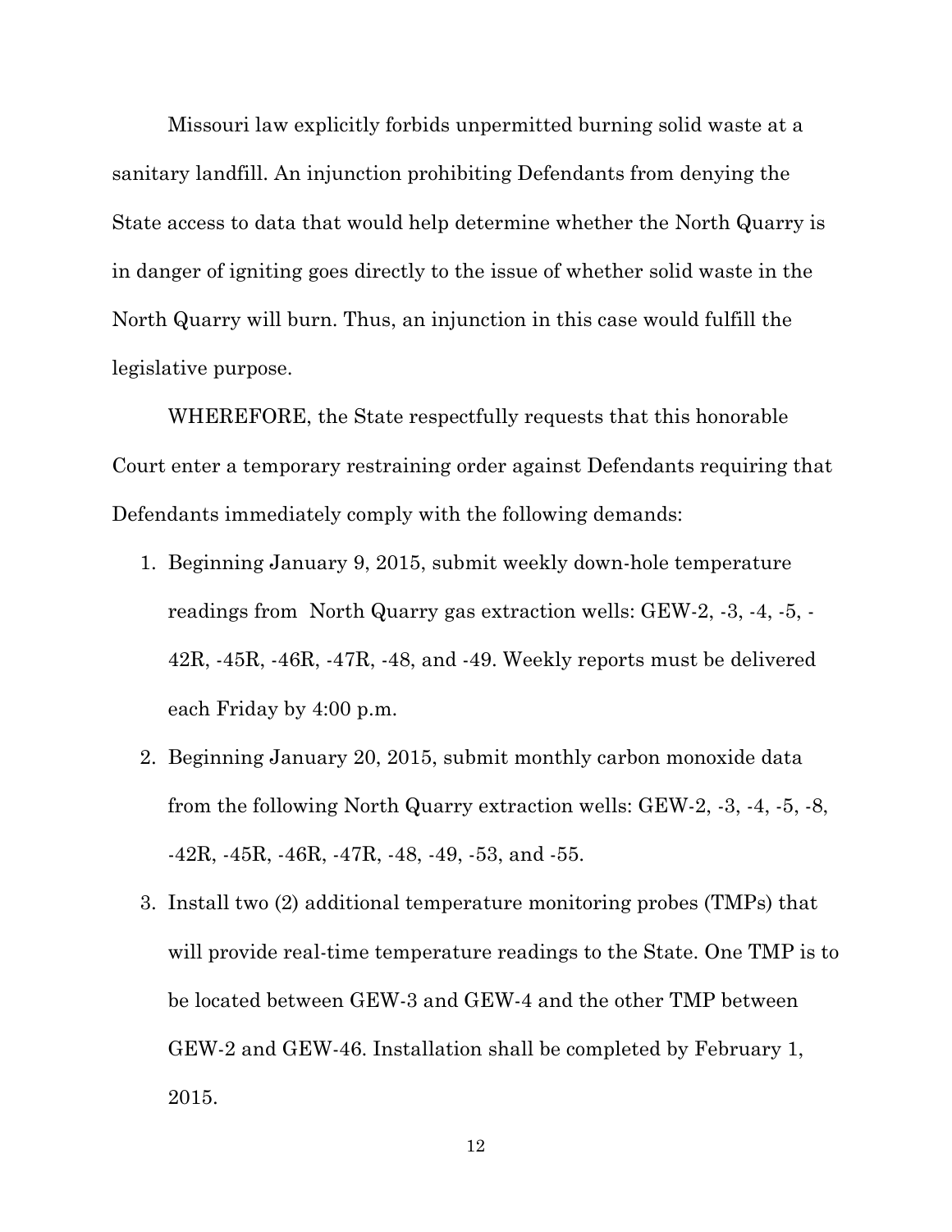Missouri law explicitly forbids unpermitted burning solid waste at a sanitary landfill. An injunction prohibiting Defendants from denying the State access to data that would help determine whether the North Quarry is in danger of igniting goes directly to the issue of whether solid waste in the North Quarry will burn. Thus, an injunction in this case would fulfill the legislative purpose.

WHEREFORE, the State respectfully requests that this honorable Court enter a temporary restraining order against Defendants requiring that Defendants immediately comply with the following demands:

1. Beginning January 9, 2015, submit weekly down-hole temperature readings from North Quarry gas extraction wells: GEW-2, -3, -4, -5, -42R, -45R, -46R, -47R, -48, and -49. Weekly reports must be delivered each Friday by 4:00 p.m.
2. Beginning January 20, 2015, submit monthly carbon monoxide data from the following North Quarry extraction wells: GEW-2, -3, -4, -5, -8, -42R, -45R, -46R, -47R, -48, -49, -53, and -55.
3. Install two (2) additional temperature monitoring probes (TMPs) that will provide real-time temperature readings to the State. One TMP is to be located between GEW-3 and GEW-4 and the other TMP between GEW-2 and GEW-46. Installation shall be completed by February 1, 2015.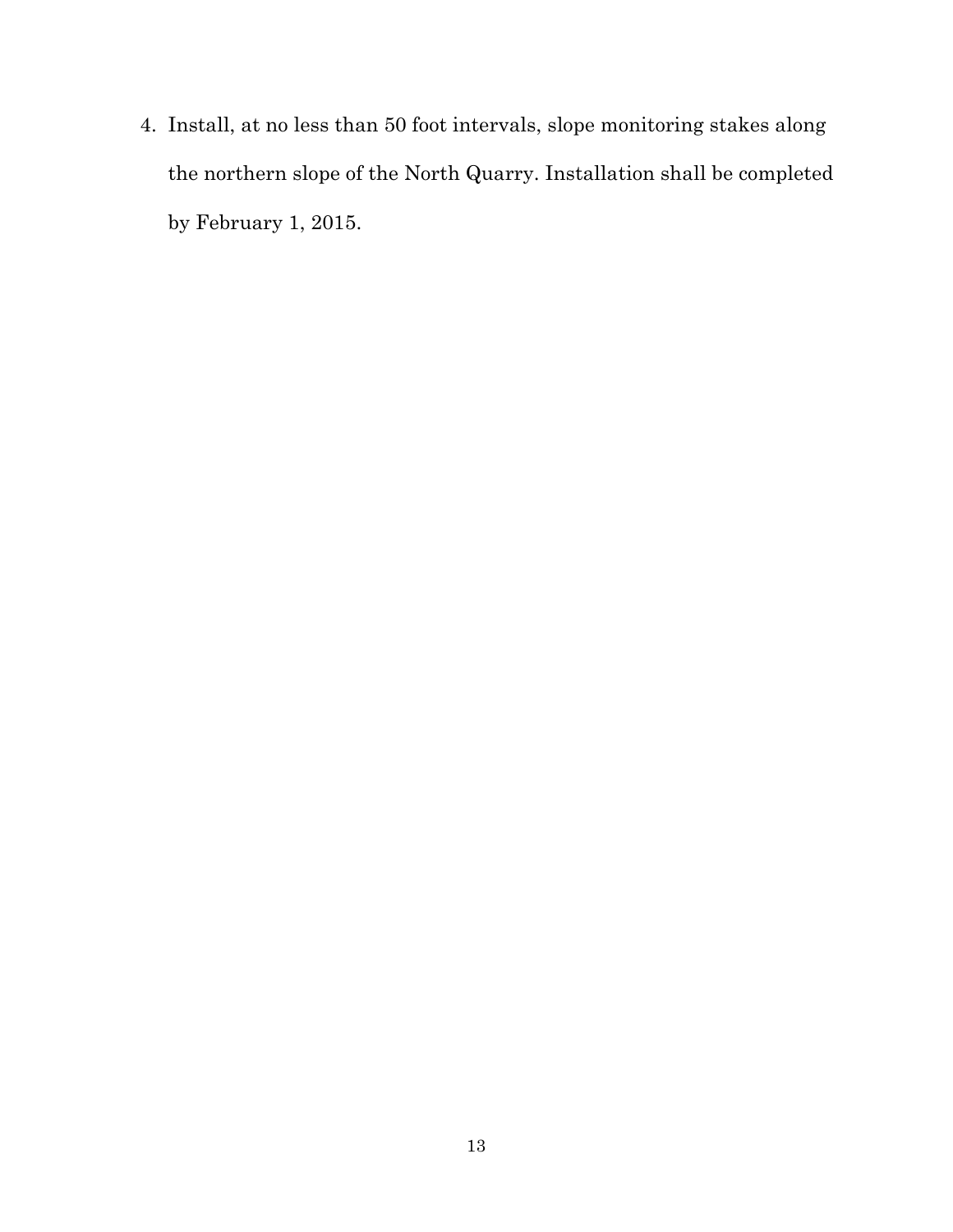4. Install, at no less than 50 foot intervals, slope monitoring stakes along the northern slope of the North Quarry. Installation shall be completed by February 1, 2015.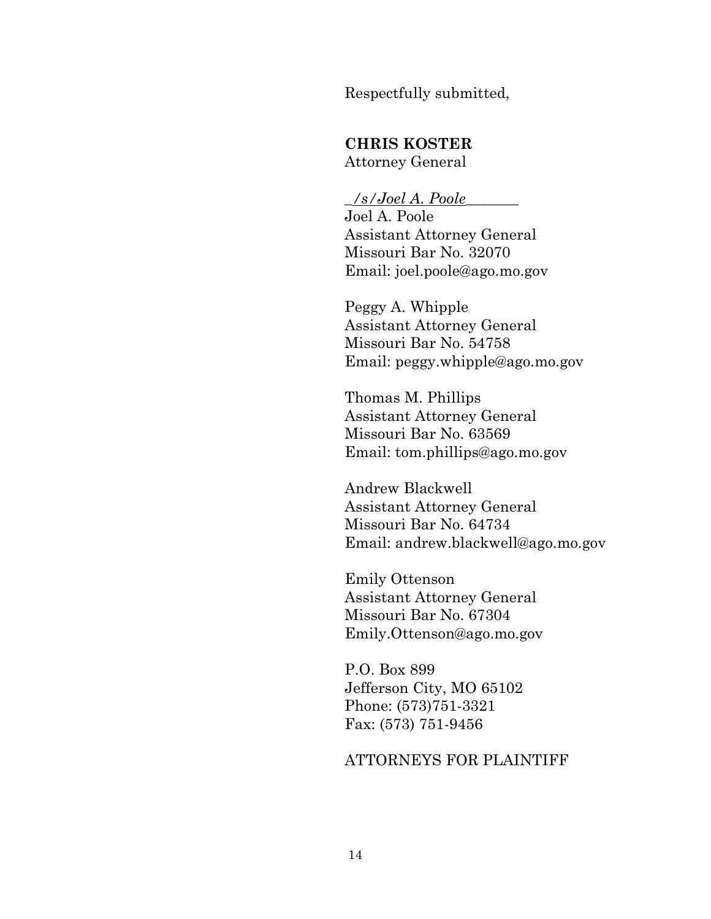Respectfully submitted,

**CHRIS KOSTER**
Attorney General

_/s/Joel A. Poole_______
Joel A. Poole
Assistant Attorney General
Missouri Bar No. 32070
Email: joel.poole@ago.mo.gov

Peggy A. Whipple
Assistant Attorney General
Missouri Bar No. 54758
Email: peggy.whipple@ago.mo.gov

Thomas M. Phillips
Assistant Attorney General
Missouri Bar No. 63569
Email: tom.phillips@ago.mo.gov

Andrew Blackwell
Assistant Attorney General
Missouri Bar No. 64734
Email: andrew.blackwell@ago.mo.gov

Emily Ottenson
Assistant Attorney General
Missouri Bar No. 67304
Emily.Ottenson@ago.mo.gov

P.O. Box 899
Jefferson City, MO 65102
Phone: (573)751-3321
Fax: (573) 751-9456

ATTORNEYS FOR PLAINTIFF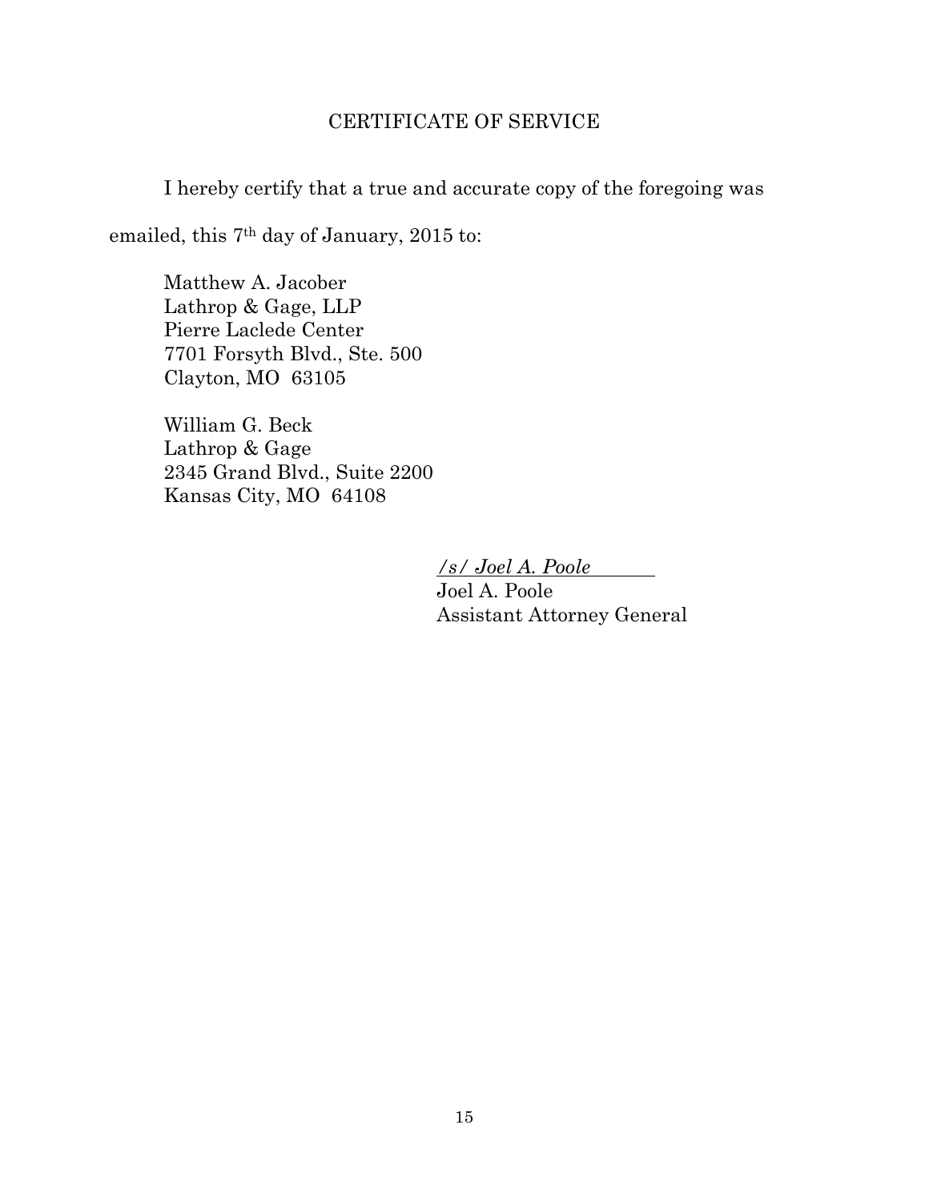## CERTIFICATE OF SERVICE

I hereby certify that a true and accurate copy of the foregoing was emailed, this 7th day of January, 2015 to:

Matthew A. Jacober
Lathrop & Gage, LLP
Pierre Laclede Center
7701 Forsyth Blvd., Ste. 500
Clayton, MO 63105

William G. Beck
Lathrop & Gage
2345 Grand Blvd., Suite 2200
Kansas City, MO 64108

*/s/ Joel A. Poole*
Joel A. Poole
Assistant Attorney General